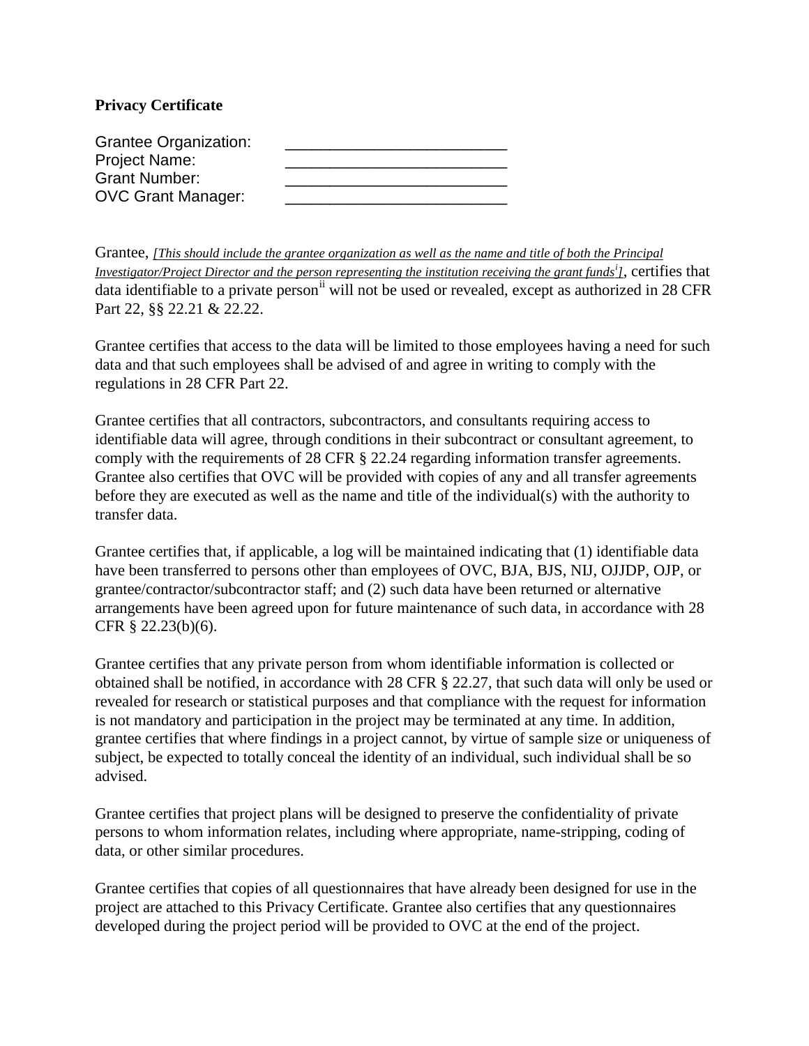**Privacy Certificate**

Grantee Organization: \_\_\_\_\_\_\_\_\_\_\_\_\_\_\_\_\_\_\_\_\_\_\_\_\_\_
Project Name: \_\_\_\_\_\_\_\_\_\_\_\_\_\_\_\_\_\_\_\_\_\_\_\_\_\_
Grant Number: \_\_\_\_\_\_\_\_\_\_\_\_\_\_\_\_\_\_\_\_\_\_\_\_\_\_
OVC Grant Manager: \_\_\_\_\_\_\_\_\_\_\_\_\_\_\_\_\_\_\_\_\_\_\_\_\_\_

Grantee, *[This should include the grantee organization as well as the name and title of both the Principal Investigator/Project Director and the person representing the institution receiving the grant funds[i]]*, certifies that data identifiable to a private person[ii] will not be used or revealed, except as authorized in 28 CFR Part 22, §§ 22.21 & 22.22.

Grantee certifies that access to the data will be limited to those employees having a need for such data and that such employees shall be advised of and agree in writing to comply with the regulations in 28 CFR Part 22.

Grantee certifies that all contractors, subcontractors, and consultants requiring access to identifiable data will agree, through conditions in their subcontract or consultant agreement, to comply with the requirements of 28 CFR § 22.24 regarding information transfer agreements. Grantee also certifies that OVC will be provided with copies of any and all transfer agreements before they are executed as well as the name and title of the individual(s) with the authority to transfer data.

Grantee certifies that, if applicable, a log will be maintained indicating that (1) identifiable data have been transferred to persons other than employees of OVC, BJA, BJS, NIJ, OJJDP, OJP, or grantee/contractor/subcontractor staff; and (2) such data have been returned or alternative arrangements have been agreed upon for future maintenance of such data, in accordance with 28 CFR § 22.23(b)(6).

Grantee certifies that any private person from whom identifiable information is collected or obtained shall be notified, in accordance with 28 CFR § 22.27, that such data will only be used or revealed for research or statistical purposes and that compliance with the request for information is not mandatory and participation in the project may be terminated at any time. In addition, grantee certifies that where findings in a project cannot, by virtue of sample size or uniqueness of subject, be expected to totally conceal the identity of an individual, such individual shall be so advised.

Grantee certifies that project plans will be designed to preserve the confidentiality of private persons to whom information relates, including where appropriate, name-stripping, coding of data, or other similar procedures.

Grantee certifies that copies of all questionnaires that have already been designed for use in the project are attached to this Privacy Certificate. Grantee also certifies that any questionnaires developed during the project period will be provided to OVC at the end of the project.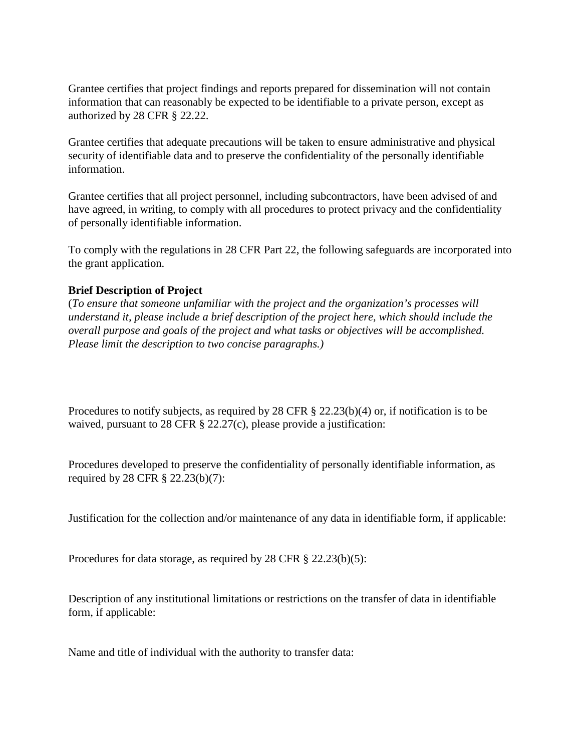Grantee certifies that project findings and reports prepared for dissemination will not contain information that can reasonably be expected to be identifiable to a private person, except as authorized by 28 CFR § 22.22.

Grantee certifies that adequate precautions will be taken to ensure administrative and physical security of identifiable data and to preserve the confidentiality of the personally identifiable information.

Grantee certifies that all project personnel, including subcontractors, have been advised of and have agreed, in writing, to comply with all procedures to protect privacy and the confidentiality of personally identifiable information.

To comply with the regulations in 28 CFR Part 22, the following safeguards are incorporated into the grant application.

**Brief Description of Project**
(*To ensure that someone unfamiliar with the project and the organization's processes will understand it, please include a brief description of the project here, which should include the overall purpose and goals of the project and what tasks or objectives will be accomplished. Please limit the description to two concise paragraphs.)*

Procedures to notify subjects, as required by 28 CFR § 22.23(b)(4) or, if notification is to be waived, pursuant to 28 CFR § 22.27(c), please provide a justification:

Procedures developed to preserve the confidentiality of personally identifiable information, as required by 28 CFR § 22.23(b)(7):

Justification for the collection and/or maintenance of any data in identifiable form, if applicable:

Procedures for data storage, as required by 28 CFR § 22.23(b)(5):

Description of any institutional limitations or restrictions on the transfer of data in identifiable form, if applicable:

Name and title of individual with the authority to transfer data: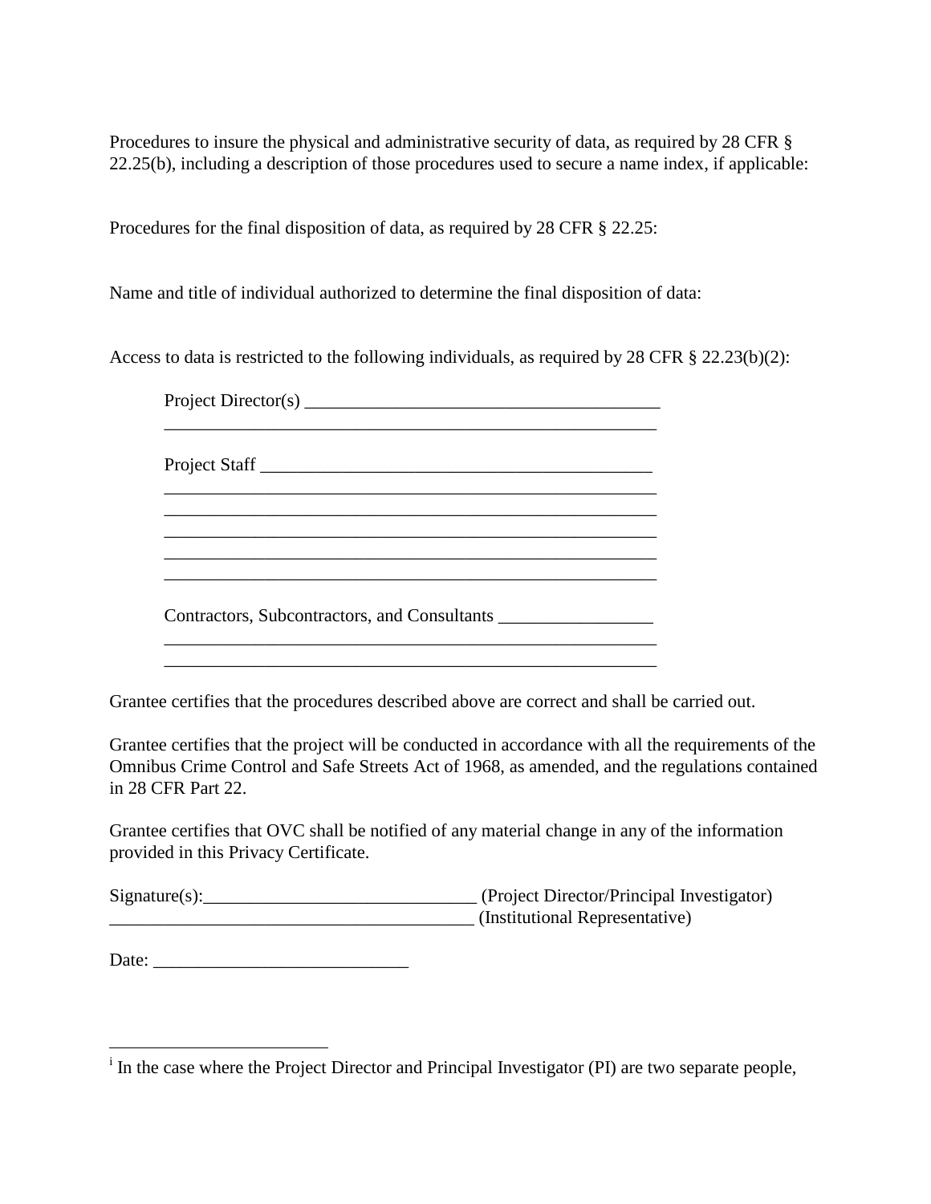Procedures to insure the physical and administrative security of data, as required by 28 CFR § 22.25(b), including a description of those procedures used to secure a name index, if applicable:

Procedures for the final disposition of data, as required by 28 CFR § 22.25:

Name and title of individual authorized to determine the final disposition of data:

Access to data is restricted to the following individuals, as required by 28 CFR § 22.23(b)(2):

Project Director(s) ________________________________________
_________________________________________________________

Project Staff ____________________________________________
_________________________________________________________
_________________________________________________________
_________________________________________________________
_________________________________________________________
_________________________________________________________

Contractors, Subcontractors, and Consultants _________________
_________________________________________________________
_________________________________________________________

Grantee certifies that the procedures described above are correct and shall be carried out.

Grantee certifies that the project will be conducted in accordance with all the requirements of the Omnibus Crime Control and Safe Streets Act of 1968, as amended, and the regulations contained in 28 CFR Part 22.

Grantee certifies that OVC shall be notified of any material change in any of the information provided in this Privacy Certificate.

Signature(s):______________________________ (Project Director/Principal Investigator)
________________________________________ (Institutional Representative)

Date: ____________________________

---

[i] In the case where the Project Director and Principal Investigator (PI) are two separate people,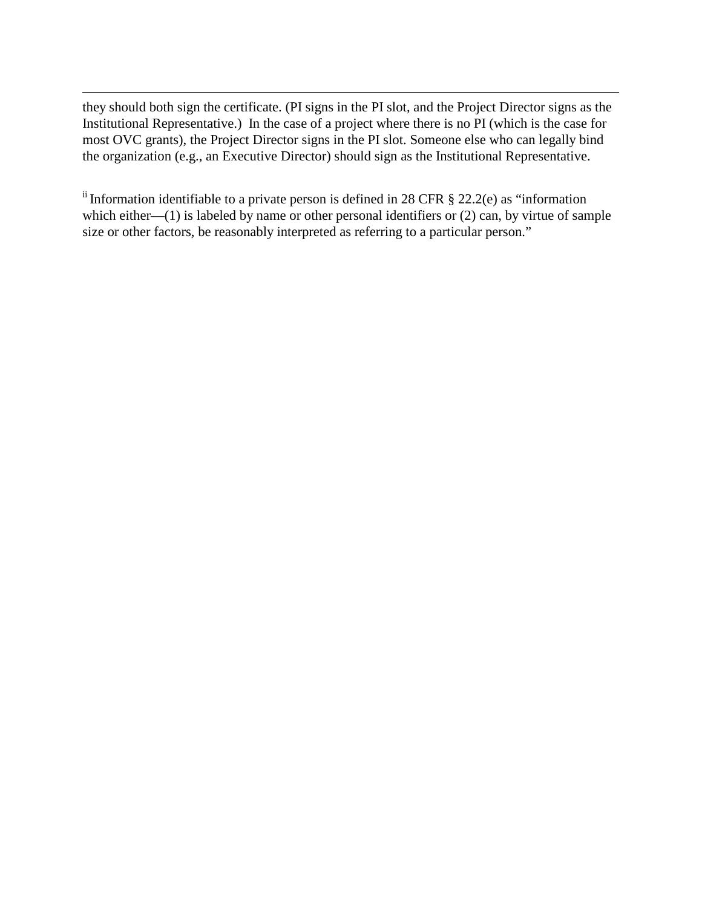they should both sign the certificate. (PI signs in the PI slot, and the Project Director signs as the Institutional Representative.) In the case of a project where there is no PI (which is the case for most OVC grants), the Project Director signs in the PI slot. Someone else who can legally bind the organization (e.g., an Executive Director) should sign as the Institutional Representative.

[ii] Information identifiable to a private person is defined in 28 CFR § 22.2(e) as "information which either—(1) is labeled by name or other personal identifiers or (2) can, by virtue of sample size or other factors, be reasonably interpreted as referring to a particular person."